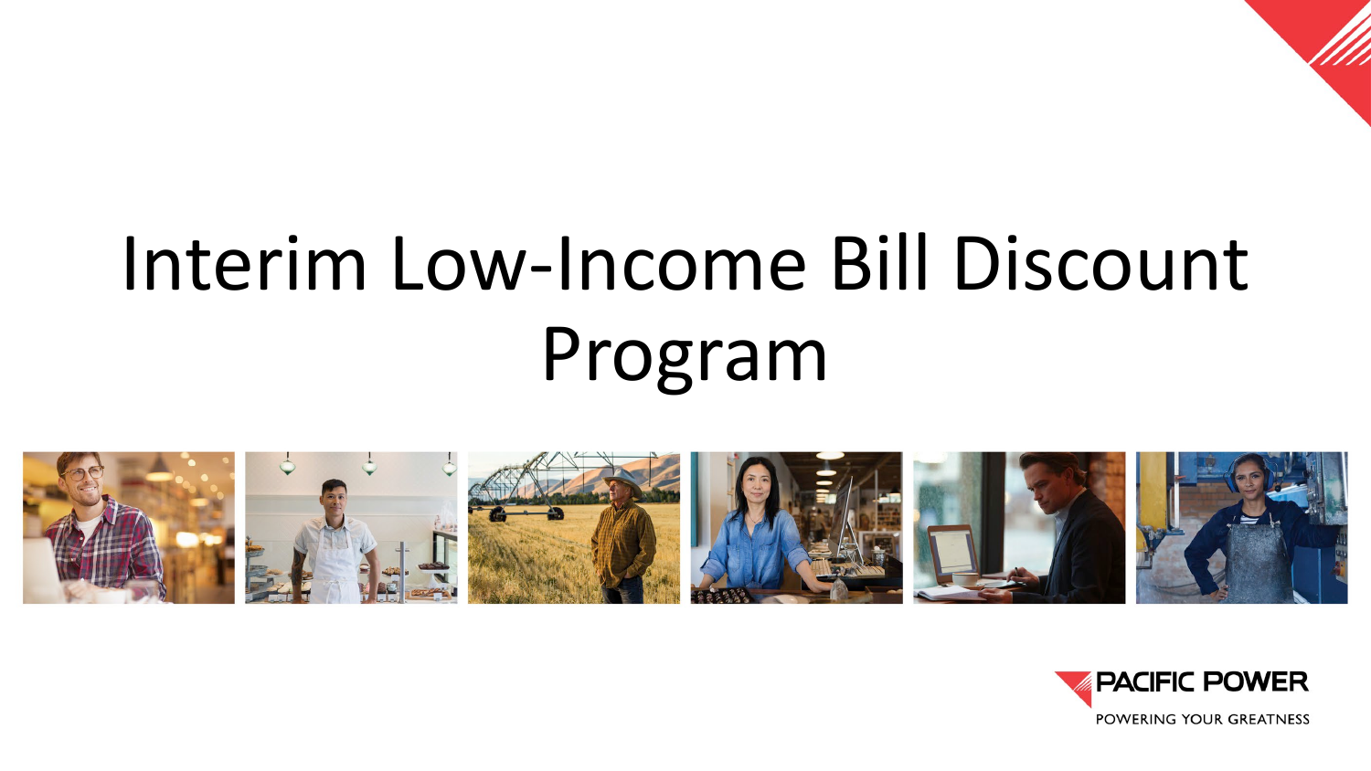# Interim Low-Income Bill Discount Program

PACIFIC POWER

POWERING YOUR GREATNESS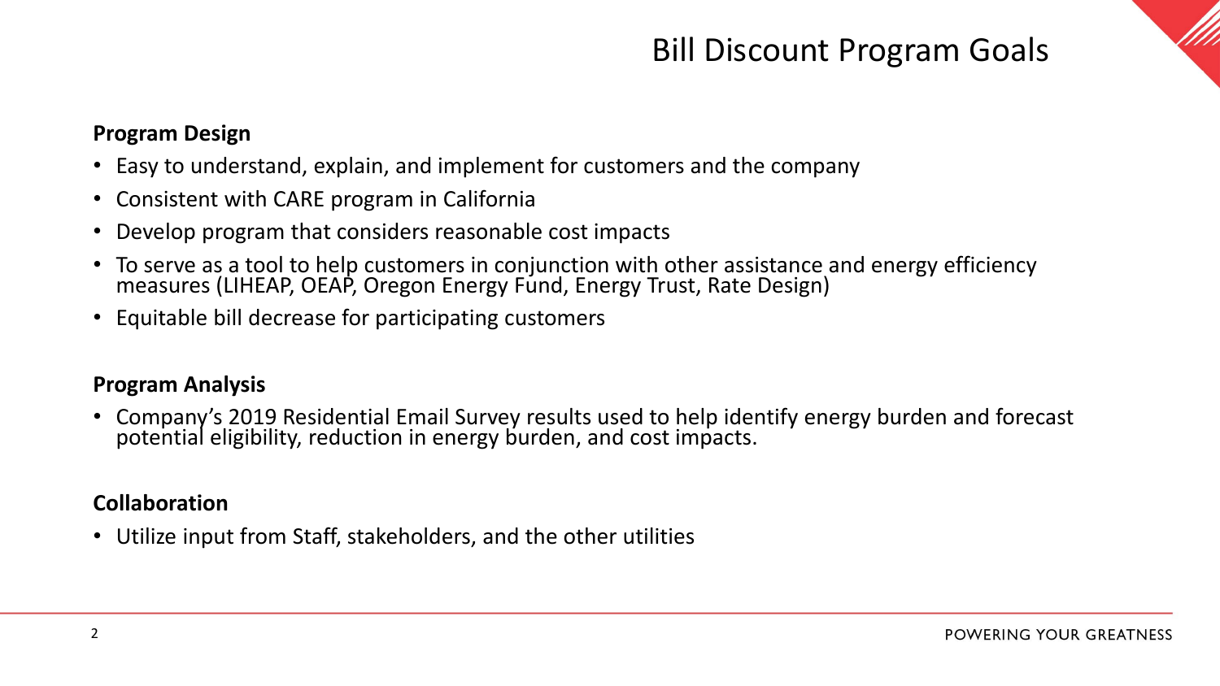# Bill Discount Program Goals

**Program Design**

- Easy to understand, explain, and implement for customers and the company
- Consistent with CARE program in California
- Develop program that considers reasonable cost impacts
- To serve as a tool to help customers in conjunction with other assistance and energy efficiency measures (LIHEAP, OEAP, Oregon Energy Fund, Energy Trust, Rate Design)
- Equitable bill decrease for participating customers

**Program Analysis**

- Company's 2019 Residential Email Survey results used to help identify energy burden and forecast potential eligibility, reduction in energy burden, and cost impacts.

**Collaboration**

- Utilize input from Staff, stakeholders, and the other utilities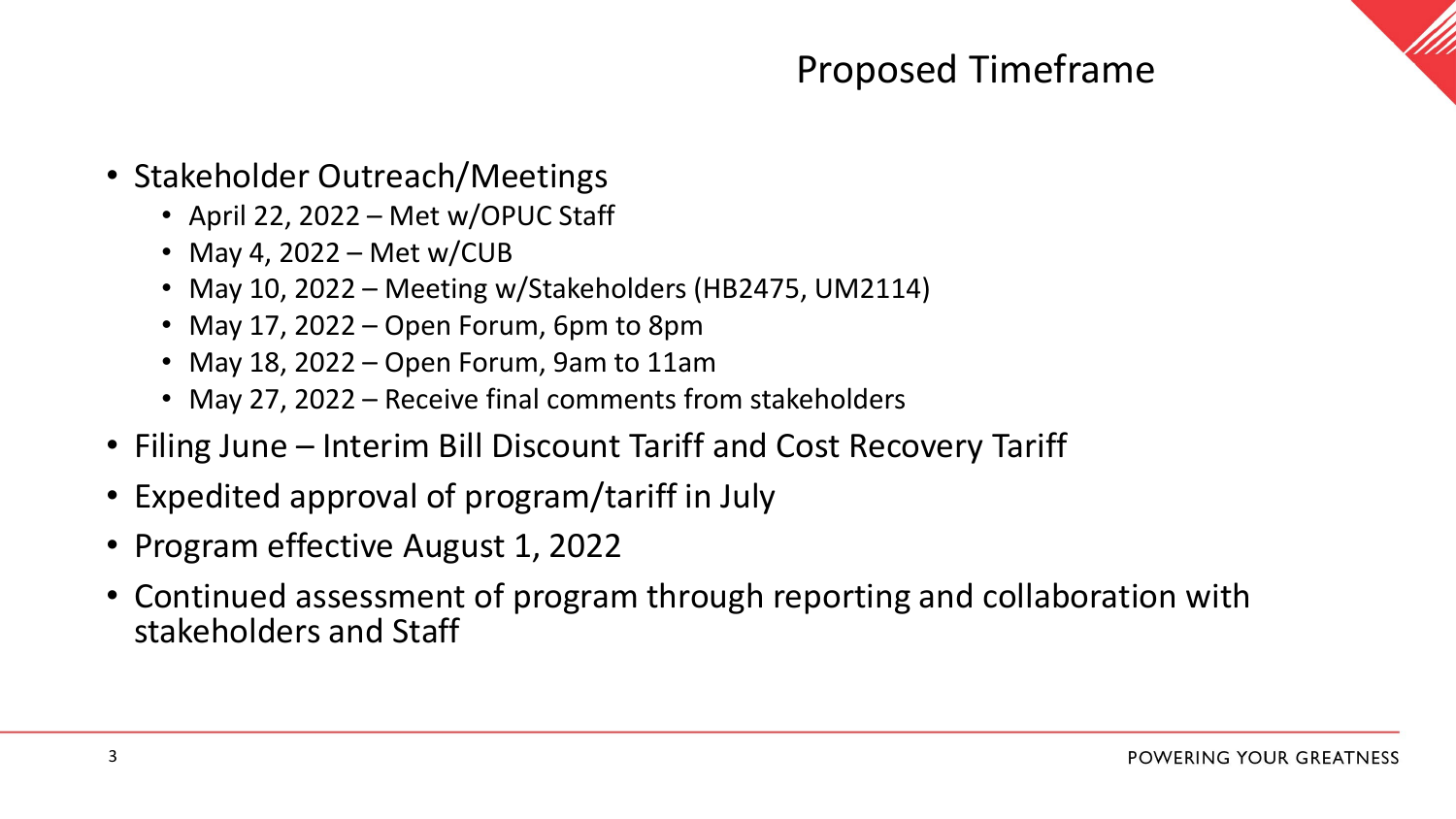# Proposed Timeframe

- Stakeholder Outreach/Meetings
  - April 22, 2022 – Met w/OPUC Staff
  - May 4, 2022 – Met w/CUB
  - May 10, 2022 – Meeting w/Stakeholders (HB2475, UM2114)
  - May 17, 2022 – Open Forum, 6pm to 8pm
  - May 18, 2022 – Open Forum, 9am to 11am
  - May 27, 2022 – Receive final comments from stakeholders
- Filing June – Interim Bill Discount Tariff and Cost Recovery Tariff
- Expedited approval of program/tariff in July
- Program effective August 1, 2022
- Continued assessment of program through reporting and collaboration with stakeholders and Staff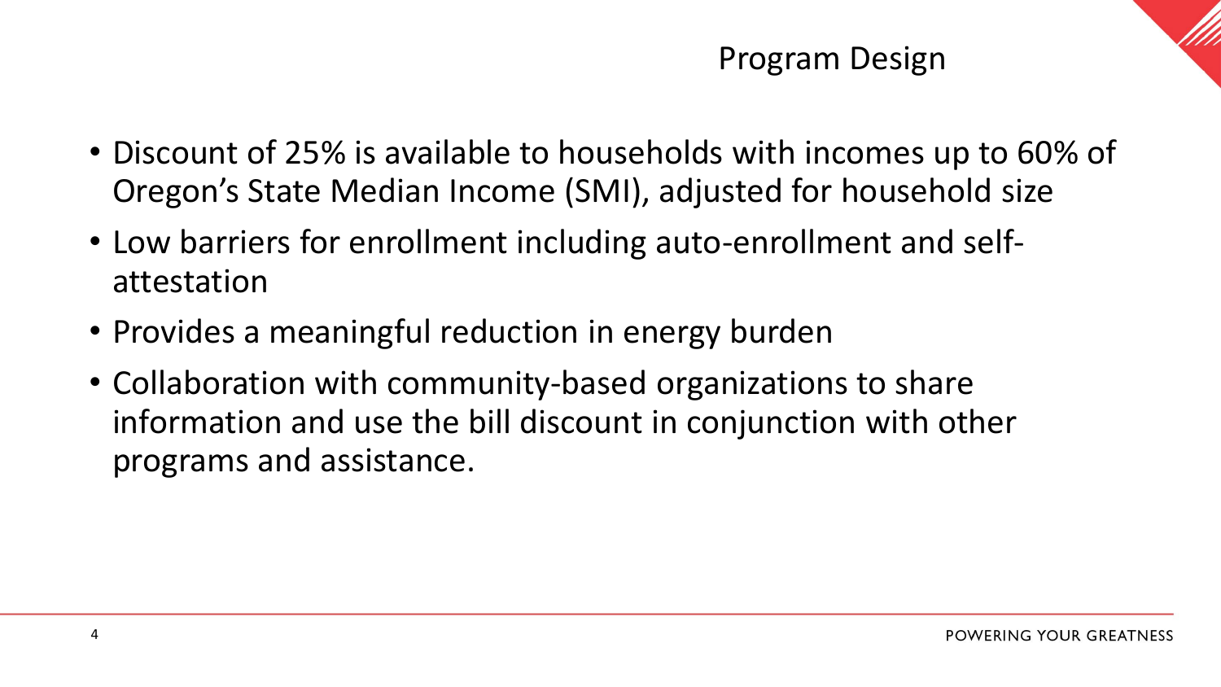# Program Design

- Discount of 25% is available to households with incomes up to 60% of Oregon's State Median Income (SMI), adjusted for household size
- Low barriers for enrollment including auto-enrollment and self-attestation
- Provides a meaningful reduction in energy burden
- Collaboration with community-based organizations to share information and use the bill discount in conjunction with other programs and assistance.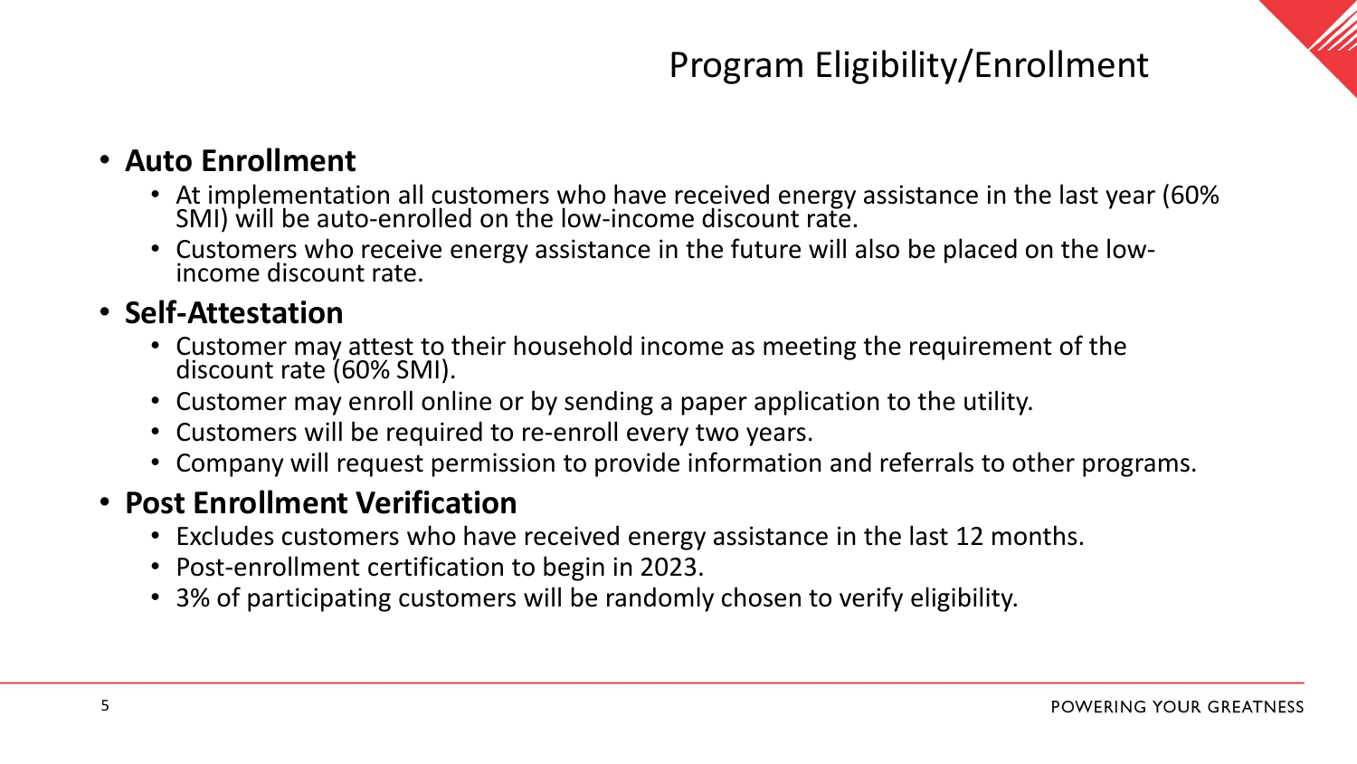# Program Eligibility/Enrollment

- **Auto Enrollment**
  - At implementation all customers who have received energy assistance in the last year (60% SMI) will be auto-enrolled on the low-income discount rate.
  - Customers who receive energy assistance in the future will also be placed on the low-income discount rate.
- **Self-Attestation**
  - Customer may attest to their household income as meeting the requirement of the discount rate (60% SMI).
  - Customer may enroll online or by sending a paper application to the utility.
  - Customers will be required to re-enroll every two years.
  - Company will request permission to provide information and referrals to other programs.
- **Post Enrollment Verification**
  - Excludes customers who have received energy assistance in the last 12 months.
  - Post-enrollment certification to begin in 2023.
  - 3% of participating customers will be randomly chosen to verify eligibility.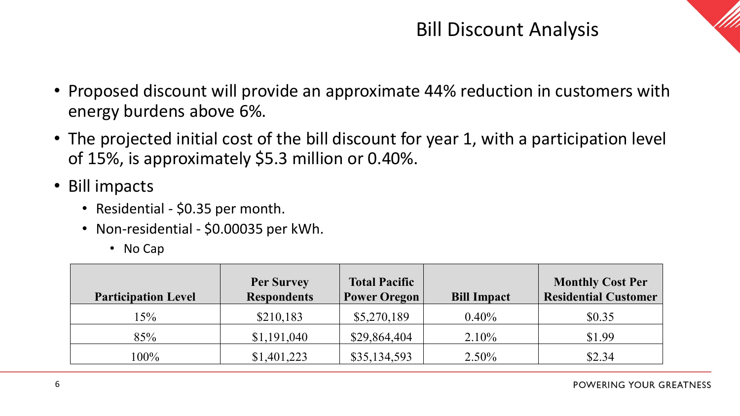# Bill Discount Analysis

- Proposed discount will provide an approximate 44% reduction in customers with energy burdens above 6%.
- The projected initial cost of the bill discount for year 1, with a participation level of 15%, is approximately $5.3 million or 0.40%.
- Bill impacts
  - Residential - $0.35 per month.
  - Non-residential - $0.00035 per kWh.
    - No Cap

| Participation Level | Per Survey Respondents | Total Pacific Power Oregon | Bill Impact | Monthly Cost Per Residential Customer |
|---|---|---|---|---|
| 15% | $210,183 | $5,270,189 | 0.40% | $0.35 |
| 85% | $1,191,040 | $29,864,404 | 2.10% | $1.99 |
| 100% | $1,401,223 | $35,134,593 | 2.50% | $2.34 |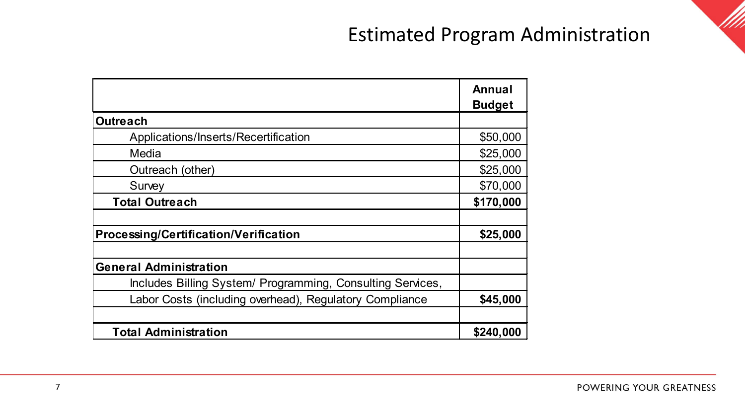# Estimated Program Administration

| | Annual Budget |
|---|---|
| **Outreach** | |
| Applications/Inserts/Recertification | $50,000 |
| Media | $25,000 |
| Outreach (other) | $25,000 |
| Survey | $70,000 |
| **Total Outreach** | **$170,000** |
| | |
| **Processing/Certification/Verification** | **$25,000** |
| | |
| **General Administration** | |
| Includes Billing System/ Programming, Consulting Services, | |
| Labor Costs (including overhead), Regulatory Compliance | **$45,000** |
| | |
| **Total Administration** | **$240,000** |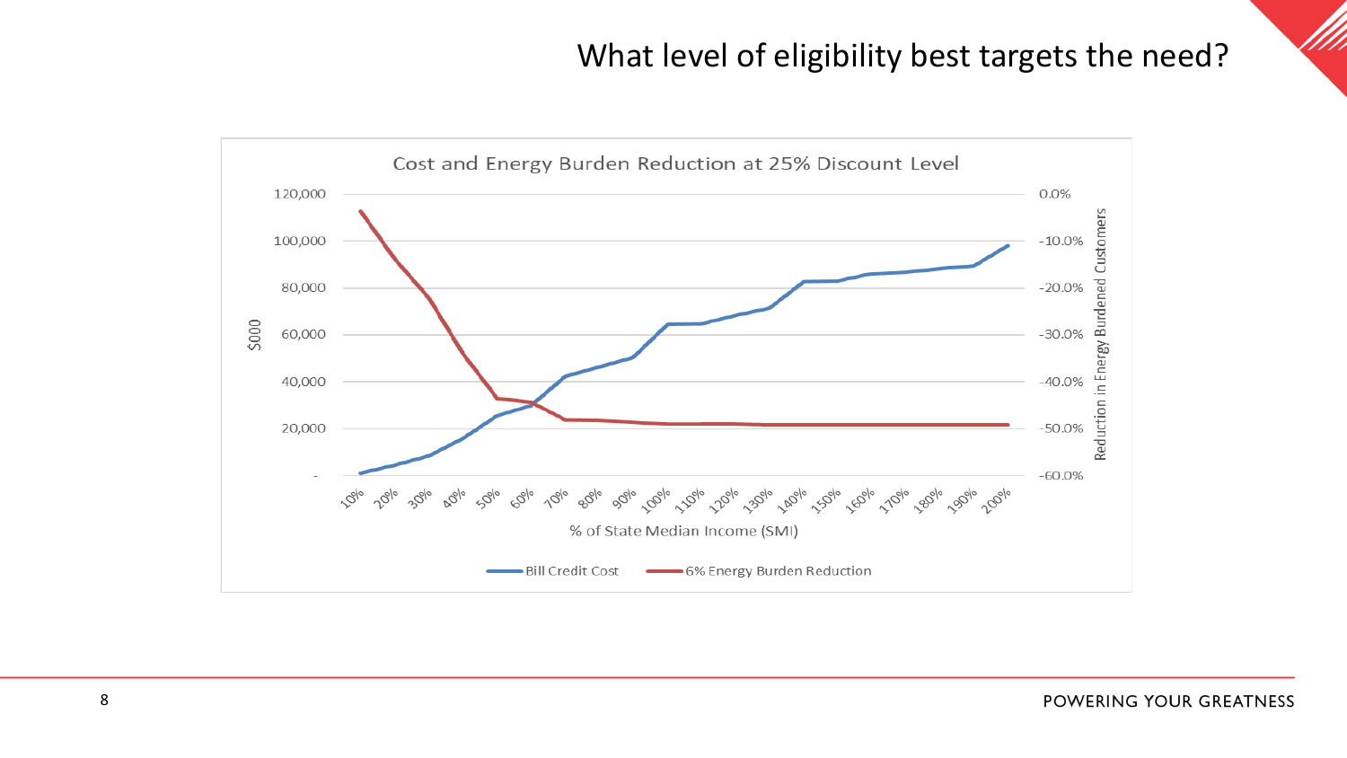# What level of eligibility best targets the need?

Cost and Energy Burden Reduction at 25% Discount Level

$000 (left axis): 120,000; 100,000; 80,000; 60,000; 40,000; 20,000; -

Reduction in Energy Burdened Customers (right axis): 0.0%; -10.0%; -20.0%; -30.0%; -40.0%; -50.0%; -60.0%

% of State Median Income (SMI): 10%, 20%, 30%, 40%, 50%, 60%, 70%, 80%, 90%, 100%, 110%, 120%, 130%, 140%, 150%, 160%, 170%, 180%, 190%, 200%

Legend: Bill Credit Cost; 6% Energy Burden Reduction

POWERING YOUR GREATNESS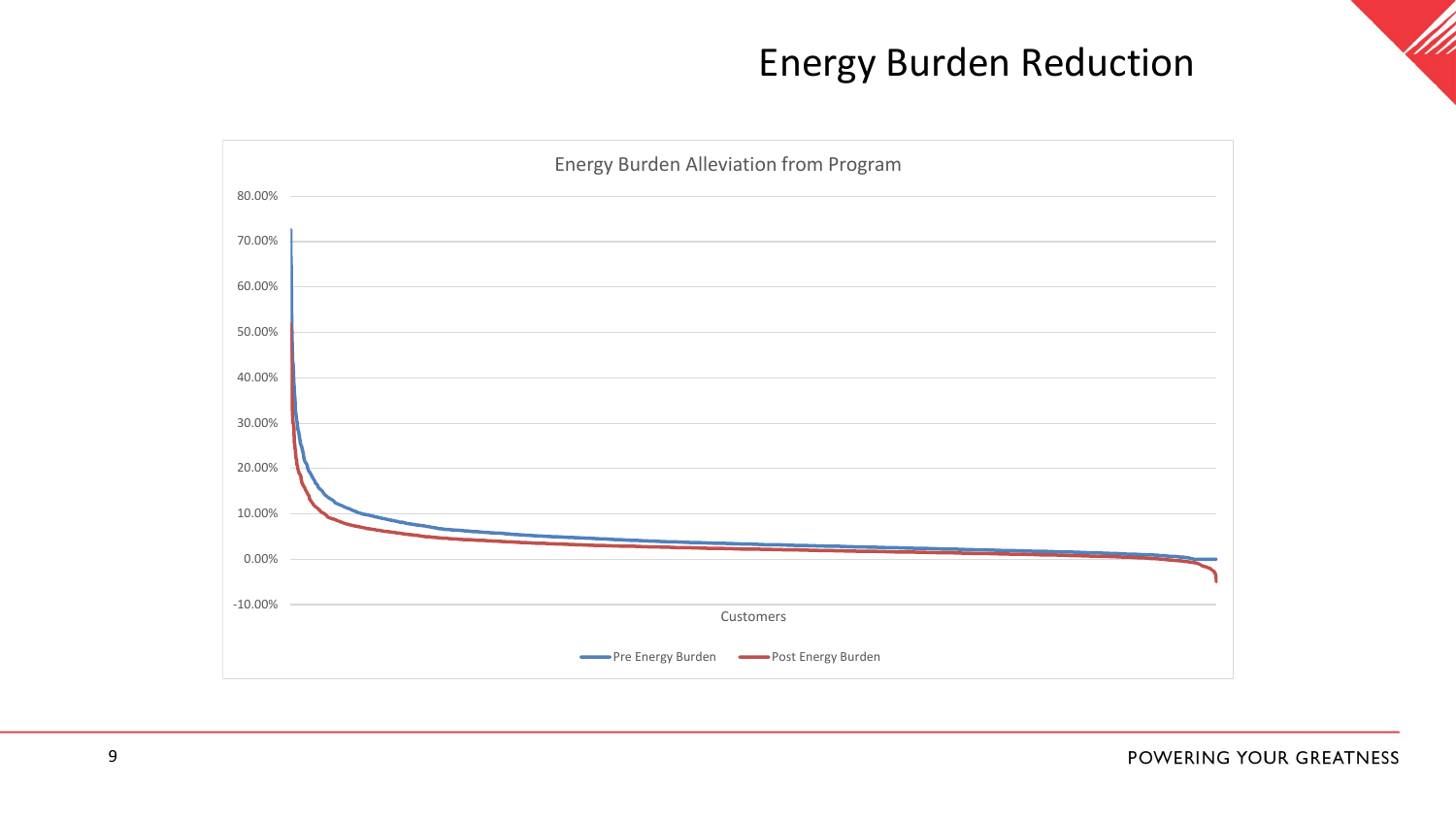# Energy Burden Reduction

Energy Burden Alleviation from Program

80.00%
70.00%
60.00%
50.00%
40.00%
30.00%
20.00%
10.00%
0.00%
-10.00%

Customers

Pre Energy Burden — Post Energy Burden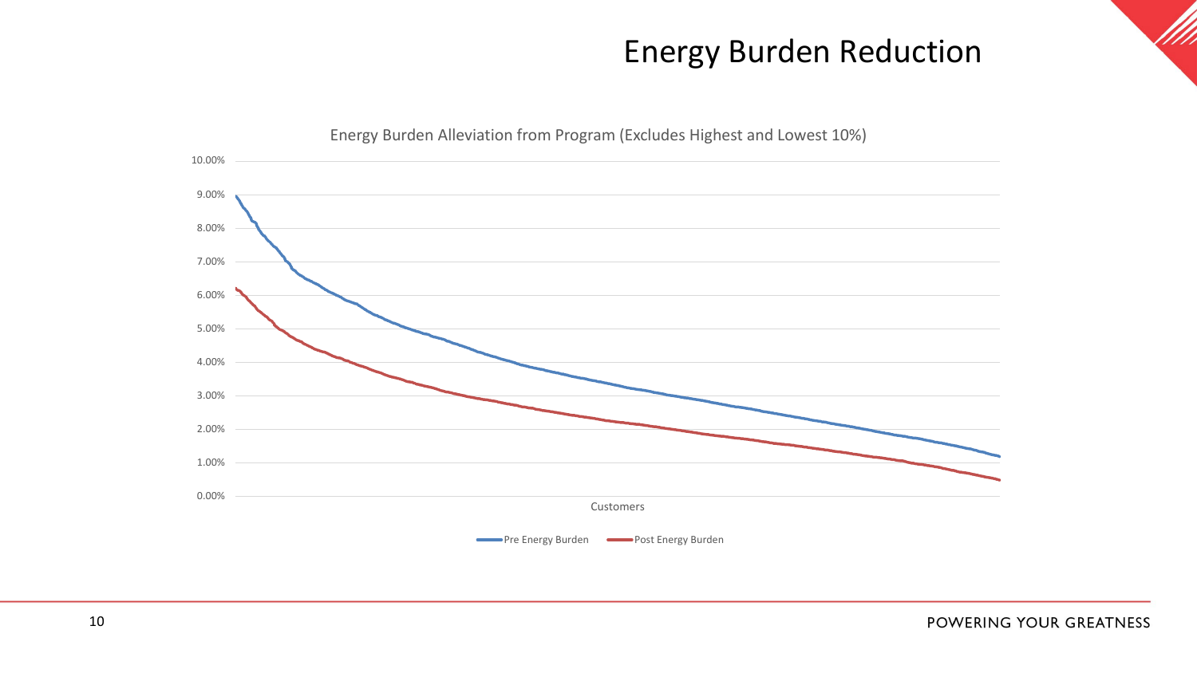# Energy Burden Reduction

Energy Burden Alleviation from Program (Excludes Highest and Lowest 10%)

10.00%
9.00%
8.00%
7.00%
6.00%
5.00%
4.00%
3.00%
2.00%
1.00%
0.00%

Customers

Pre Energy Burden    Post Energy Burden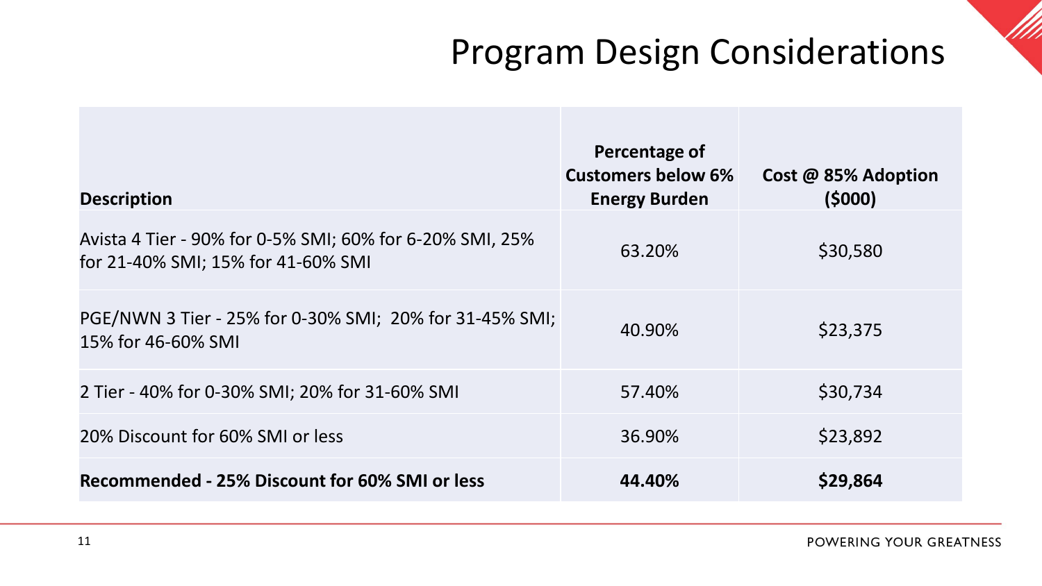# Program Design Considerations

| Description | Percentage of Customers below 6% Energy Burden | Cost @ 85% Adoption ($000) |
| --- | --- | --- |
| Avista 4 Tier - 90% for 0-5% SMI; 60% for 6-20% SMI, 25% for 21-40% SMI; 15% for 41-60% SMI | 63.20% | $30,580 |
| PGE/NWN 3 Tier - 25% for 0-30% SMI; 20% for 31-45% SMI; 15% for 46-60% SMI | 40.90% | $23,375 |
| 2 Tier - 40% for 0-30% SMI; 20% for 31-60% SMI | 57.40% | $30,734 |
| 20% Discount for 60% SMI or less | 36.90% | $23,892 |
| **Recommended - 25% Discount for 60% SMI or less** | **44.40%** | **$29,864** |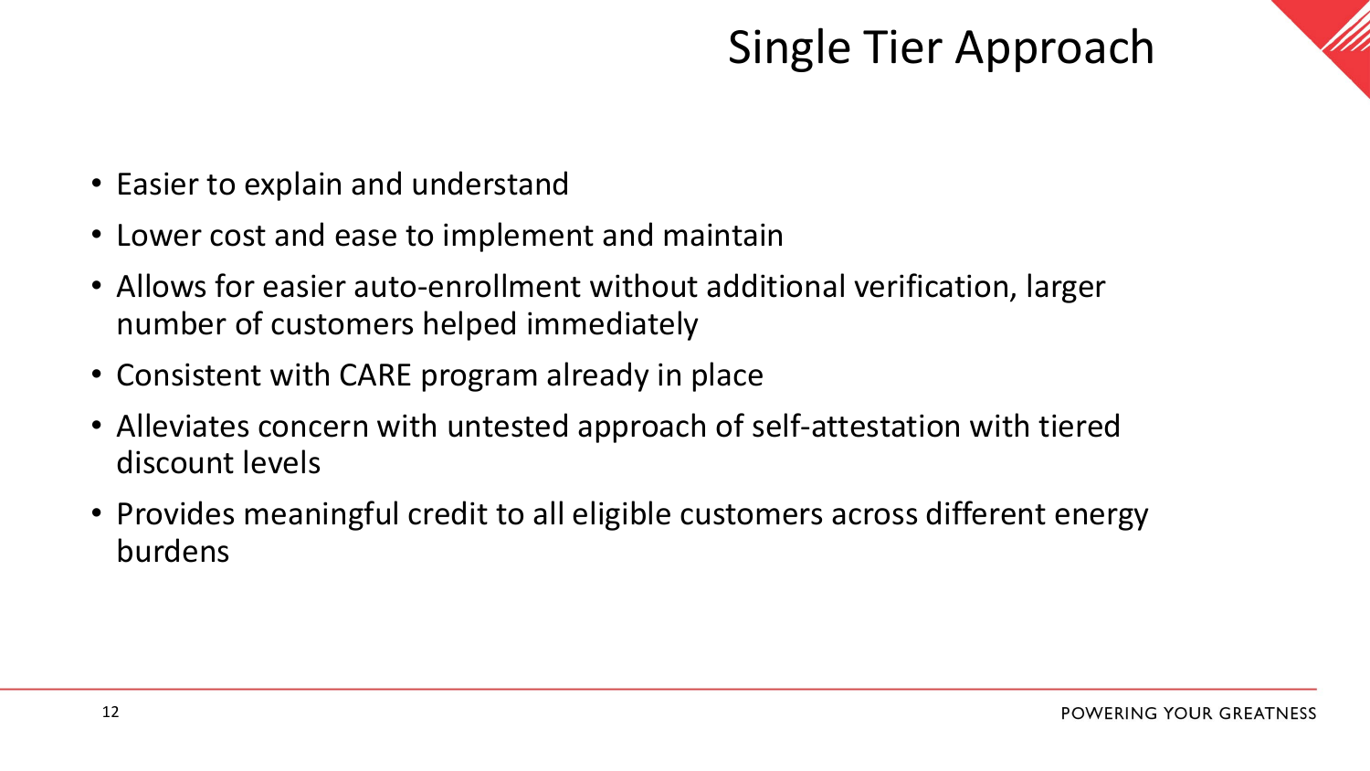# Single Tier Approach

- Easier to explain and understand
- Lower cost and ease to implement and maintain
- Allows for easier auto-enrollment without additional verification, larger number of customers helped immediately
- Consistent with CARE program already in place
- Alleviates concern with untested approach of self-attestation with tiered discount levels
- Provides meaningful credit to all eligible customers across different energy burdens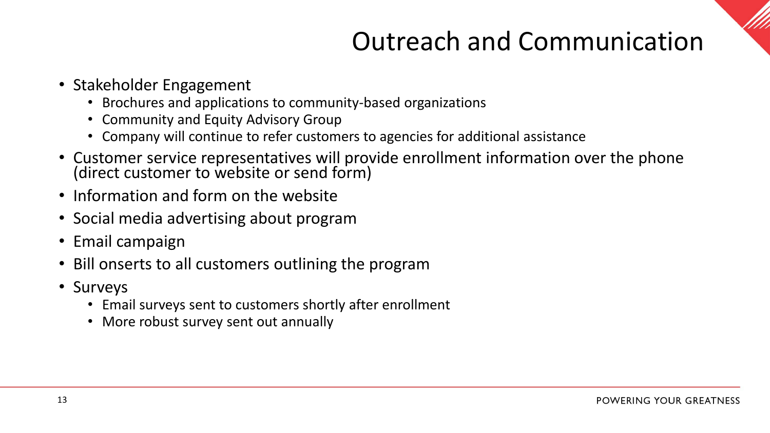# Outreach and Communication

- Stakeholder Engagement
  - Brochures and applications to community-based organizations
  - Community and Equity Advisory Group
  - Company will continue to refer customers to agencies for additional assistance
- Customer service representatives will provide enrollment information over the phone (direct customer to website or send form)
- Information and form on the website
- Social media advertising about program
- Email campaign
- Bill onserts to all customers outlining the program
- Surveys
  - Email surveys sent to customers shortly after enrollment
  - More robust survey sent out annually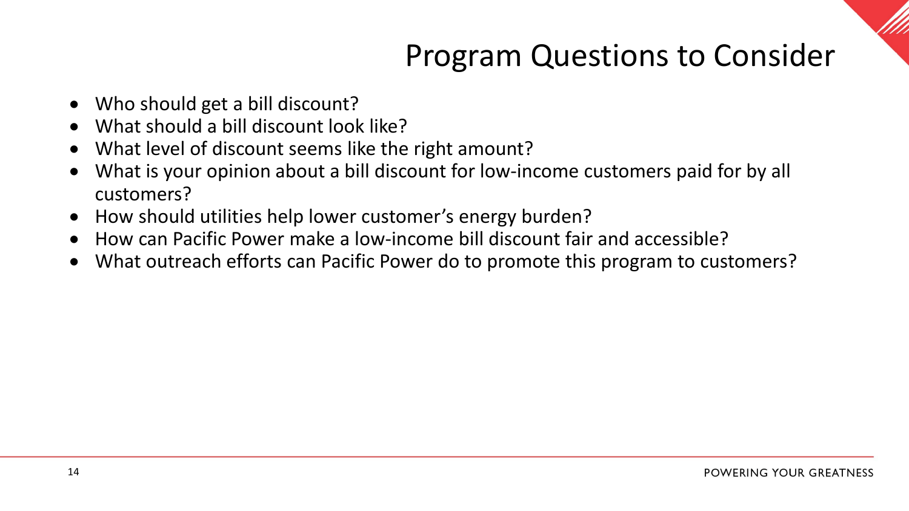# Program Questions to Consider

- Who should get a bill discount?
- What should a bill discount look like?
- What level of discount seems like the right amount?
- What is your opinion about a bill discount for low-income customers paid for by all customers?
- How should utilities help lower customer's energy burden?
- How can Pacific Power make a low-income bill discount fair and accessible?
- What outreach efforts can Pacific Power do to promote this program to customers?